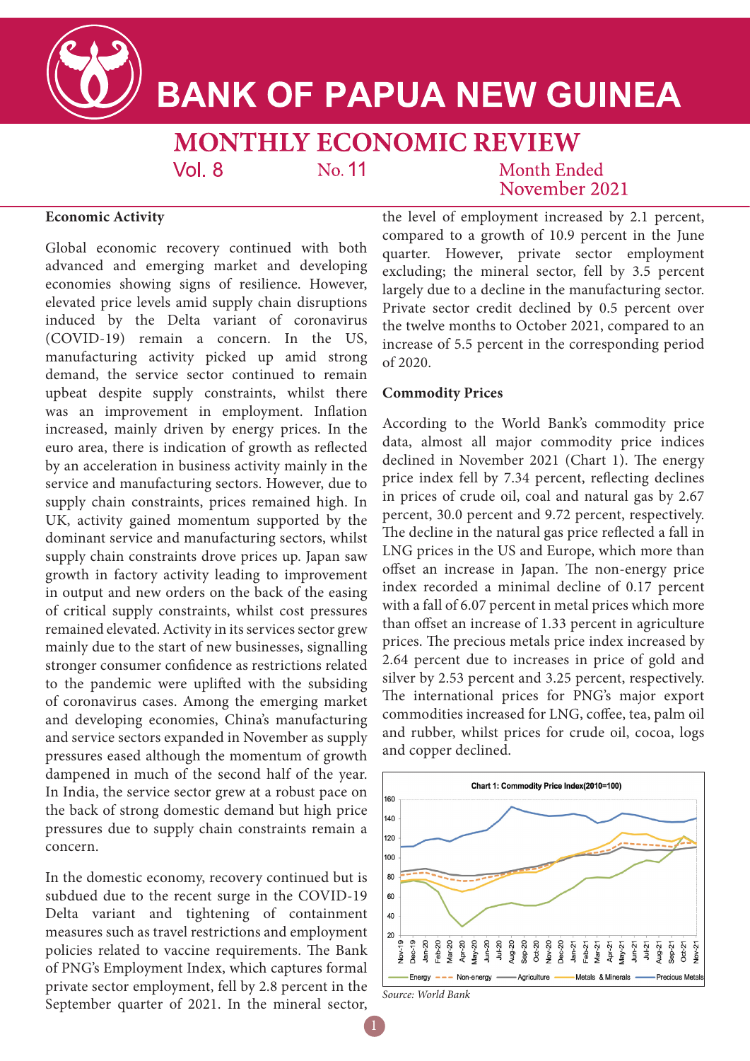# BANK OF PAPUA NEW GUINEA

## MONTHLY ECONOMIC REVIEW

Vol. 8 No. 11 Month Ended November 2021

### Economic Activity

Global economic recovery continued with both advanced and emerging market and developing economies showing signs of resilience. However, elevated price levels amid supply chain disruptions induced by the Delta variant of coronavirus (COVID-19) remain a concern. In the US, manufacturing activity picked up amid strong demand, the service sector continued to remain upbeat despite supply constraints, whilst there was an improvement in employment. Inflation increased, mainly driven by energy prices. In the euro area, there is indication of growth as reflected by an acceleration in business activity mainly in the service and manufacturing sectors. However, due to supply chain constraints, prices remained high. In UK, activity gained momentum supported by the dominant service and manufacturing sectors, whilst supply chain constraints drove prices up. Japan saw growth in factory activity leading to improvement in output and new orders on the back of the easing of critical supply constraints, whilst cost pressures remained elevated. Activity in its services sector grew mainly due to the start of new businesses, signalling stronger consumer confidence as restrictions related to the pandemic were uplifted with the subsiding of coronavirus cases. Among the emerging market and developing economies, China's manufacturing and service sectors expanded in November as supply pressures eased although the momentum of growth dampened in much of the second half of the year. In India, the service sector grew at a robust pace on the back of strong domestic demand but high price pressures due to supply chain constraints remain a concern.

In the domestic economy, recovery continued but is subdued due to the recent surge in the COVID-19 Delta variant and tightening of containment measures such as travel restrictions and employment policies related to vaccine requirements. The Bank of PNG's Employment Index, which captures formal private sector employment, fell by 2.8 percent in the September quarter of 2021. In the mineral sector, the level of employment increased by 2.1 percent, compared to a growth of 10.9 percent in the June quarter. However, private sector employment excluding; the mineral sector, fell by 3.5 percent largely due to a decline in the manufacturing sector. Private sector credit declined by 0.5 percent over the twelve months to October 2021, compared to an increase of 5.5 percent in the corresponding period of 2020.

### Commodity Prices

According to the World Bank's commodity price data, almost all major commodity price indices declined in November 2021 (Chart 1). The energy price index fell by 7.34 percent, reflecting declines in prices of crude oil, coal and natural gas by 2.67 percent, 30.0 percent and 9.72 percent, respectively. The decline in the natural gas price reflected a fall in LNG prices in the US and Europe, which more than offset an increase in Japan. The non-energy price index recorded a minimal decline of 0.17 percent with a fall of 6.07 percent in metal prices which more than offset an increase of 1.33 percent in agriculture prices. The precious metals price index increased by 2.64 percent due to increases in price of gold and silver by 2.53 percent and 3.25 percent, respectively. The international prices for PNG's major export commodities increased for LNG, coffee, tea, palm oil and rubber, whilst prices for crude oil, cocoa, logs and copper declined.

**Chart 1: Commodity Price Index(2010=100)**

*Source: World Bank*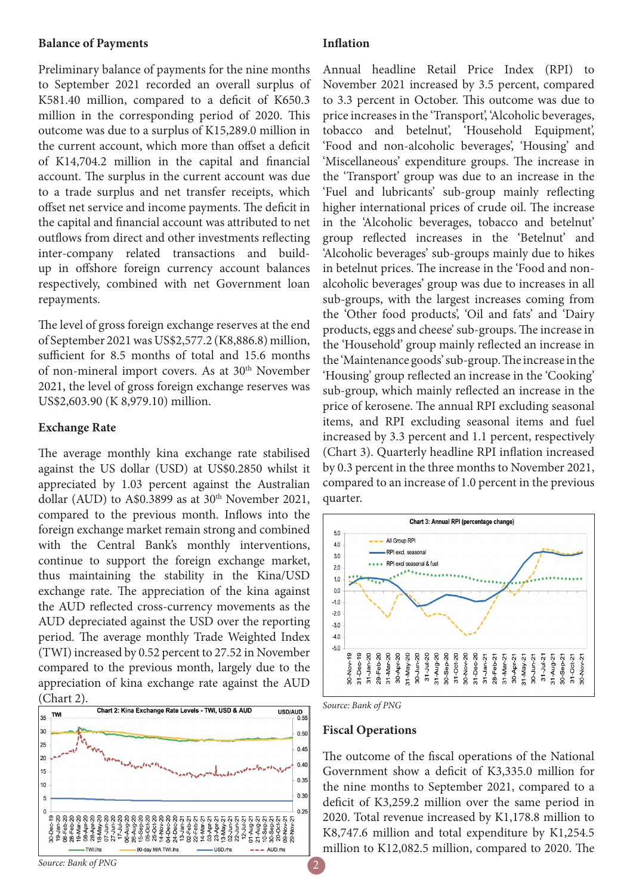## Balance of Payments

Preliminary balance of payments for the nine months to September 2021 recorded an overall surplus of K581.40 million, compared to a deficit of K650.3 million in the corresponding period of 2020. This outcome was due to a surplus of K15,289.0 million in the current account, which more than offset a deficit of K14,704.2 million in the capital and financial account. The surplus in the current account was due to a trade surplus and net transfer receipts, which offset net service and income payments. The deficit in the capital and financial account was attributed to net outflows from direct and other investments reflecting inter-company related transactions and build-up in offshore foreign currency account balances respectively, combined with net Government loan repayments.

The level of gross foreign exchange reserves at the end of September 2021 was US$2,577.2 (K8,886.8) million, sufficient for 8.5 months of total and 15.6 months of non-mineral import covers. As at 30th November 2021, the level of gross foreign exchange reserves was US$2,603.90 (K 8,979.10) million.

## Exchange Rate

The average monthly kina exchange rate stabilised against the US dollar (USD) at US$0.2850 whilst it appreciated by 1.03 percent against the Australian dollar (AUD) to A$0.3899 as at 30th November 2021, compared to the previous month. Inflows into the foreign exchange market remain strong and combined with the Central Bank's monthly interventions, continue to support the foreign exchange market, thus maintaining the stability in the Kina/USD exchange rate. The appreciation of the kina against the AUD reflected cross-currency movements as the AUD depreciated against the USD over the reporting period. The average monthly Trade Weighted Index (TWI) increased by 0.52 percent to 27.52 in November compared to the previous month, largely due to the appreciation of kina exchange rate against the AUD (Chart 2).

Chart 2: Kina Exchange Rate Levels - TWI, USD & AUD

*Source: Bank of PNG*

## Inflation

Annual headline Retail Price Index (RPI) to November 2021 increased by 3.5 percent, compared to 3.3 percent in October. This outcome was due to price increases in the 'Transport', 'Alcoholic beverages, tobacco and betelnut', 'Household Equipment', 'Food and non-alcoholic beverages', 'Housing' and 'Miscellaneous' expenditure groups. The increase in the 'Transport' group was due to an increase in the 'Fuel and lubricants' sub-group mainly reflecting higher international prices of crude oil. The increase in the 'Alcoholic beverages, tobacco and betelnut' group reflected increases in the 'Betelnut' and 'Alcoholic beverages' sub-groups mainly due to hikes in betelnut prices. The increase in the 'Food and non-alcoholic beverages' group was due to increases in all sub-groups, with the largest increases coming from the 'Other food products', 'Oil and fats' and 'Dairy products, eggs and cheese' sub-groups. The increase in the 'Household' group mainly reflected an increase in the 'Maintenance goods' sub-group. The increase in the 'Housing' group reflected an increase in the 'Cooking' sub-group, which mainly reflected an increase in the price of kerosene. The annual RPI excluding seasonal items, and RPI excluding seasonal items and fuel increased by 3.3 percent and 1.1 percent, respectively (Chart 3). Quarterly headline RPI inflation increased by 0.3 percent in the three months to November 2021, compared to an increase of 1.0 percent in the previous quarter.

Chart 3: Annual RPI (percentage change)

*Source: Bank of PNG*

## Fiscal Operations

The outcome of the fiscal operations of the National Government show a deficit of K3,335.0 million for the nine months to September 2021, compared to a deficit of K3,259.2 million over the same period in 2020. Total revenue increased by K1,178.8 million to K8,747.6 million and total expenditure by K1,254.5 million to K12,082.5 million, compared to 2020. The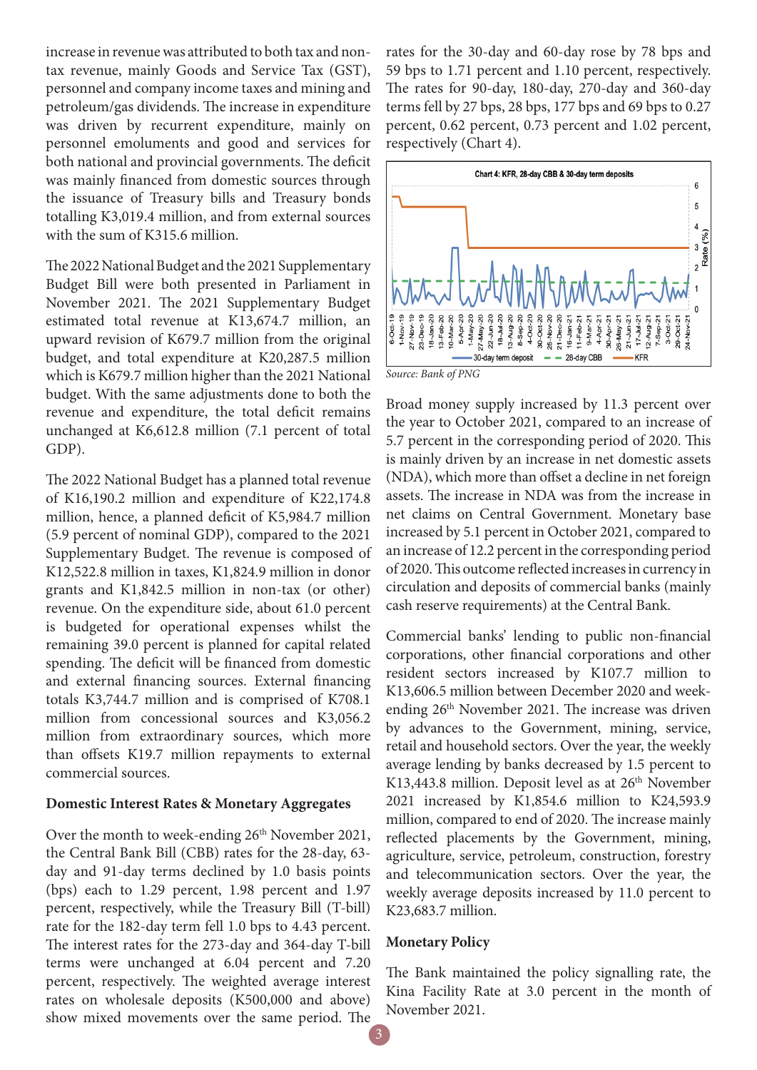increase in revenue was attributed to both tax and non-tax revenue, mainly Goods and Service Tax (GST), personnel and company income taxes and mining and petroleum/gas dividends. The increase in expenditure was driven by recurrent expenditure, mainly on personnel emoluments and good and services for both national and provincial governments. The deficit was mainly financed from domestic sources through the issuance of Treasury bills and Treasury bonds totalling K3,019.4 million, and from external sources with the sum of K315.6 million.

The 2022 National Budget and the 2021 Supplementary Budget Bill were both presented in Parliament in November 2021. The 2021 Supplementary Budget estimated total revenue at K13,674.7 million, an upward revision of K679.7 million from the original budget, and total expenditure at K20,287.5 million which is K679.7 million higher than the 2021 National budget. With the same adjustments done to both the revenue and expenditure, the total deficit remains unchanged at K6,612.8 million (7.1 percent of total GDP).

The 2022 National Budget has a planned total revenue of K16,190.2 million and expenditure of K22,174.8 million, hence, a planned deficit of K5,984.7 million (5.9 percent of nominal GDP), compared to the 2021 Supplementary Budget. The revenue is composed of K12,522.8 million in taxes, K1,824.9 million in donor grants and K1,842.5 million in non-tax (or other) revenue. On the expenditure side, about 61.0 percent is budgeted for operational expenses whilst the remaining 39.0 percent is planned for capital related spending. The deficit will be financed from domestic and external financing sources. External financing totals K3,744.7 million and is comprised of K708.1 million from concessional sources and K3,056.2 million from extraordinary sources, which more than offsets K19.7 million repayments to external commercial sources.

**Domestic Interest Rates & Monetary Aggregates**

Over the month to week-ending 26th November 2021, the Central Bank Bill (CBB) rates for the 28-day, 63-day and 91-day terms declined by 1.0 basis points (bps) each to 1.29 percent, 1.98 percent and 1.97 percent, respectively, while the Treasury Bill (T-bill) rate for the 182-day term fell 1.0 bps to 4.43 percent. The interest rates for the 273-day and 364-day T-bill terms were unchanged at 6.04 percent and 7.20 percent, respectively. The weighted average interest rates on wholesale deposits (K500,000 and above) show mixed movements over the same period. The rates for the 30-day and 60-day rose by 78 bps and 59 bps to 1.71 percent and 1.10 percent, respectively. The rates for 90-day, 180-day, 270-day and 360-day terms fell by 27 bps, 28 bps, 177 bps and 69 bps to 0.27 percent, 0.62 percent, 0.73 percent and 1.02 percent, respectively (Chart 4).

Chart 4: KFR, 28-day CBB & 30-day term deposits

*Source: Bank of PNG*

Broad money supply increased by 11.3 percent over the year to October 2021, compared to an increase of 5.7 percent in the corresponding period of 2020. This is mainly driven by an increase in net domestic assets (NDA), which more than offset a decline in net foreign assets. The increase in NDA was from the increase in net claims on Central Government. Monetary base increased by 5.1 percent in October 2021, compared to an increase of 12.2 percent in the corresponding period of 2020. This outcome reflected increases in currency in circulation and deposits of commercial banks (mainly cash reserve requirements) at the Central Bank.

Commercial banks' lending to public non-financial corporations, other financial corporations and other resident sectors increased by K107.7 million to K13,606.5 million between December 2020 and week-ending 26th November 2021. The increase was driven by advances to the Government, mining, service, retail and household sectors. Over the year, the weekly average lending by banks decreased by 1.5 percent to K13,443.8 million. Deposit level as at 26th November 2021 increased by K1,854.6 million to K24,593.9 million, compared to end of 2020. The increase mainly reflected placements by the Government, mining, agriculture, service, petroleum, construction, forestry and telecommunication sectors. Over the year, the weekly average deposits increased by 11.0 percent to K23,683.7 million.

**Monetary Policy**

The Bank maintained the policy signalling rate, the Kina Facility Rate at 3.0 percent in the month of November 2021.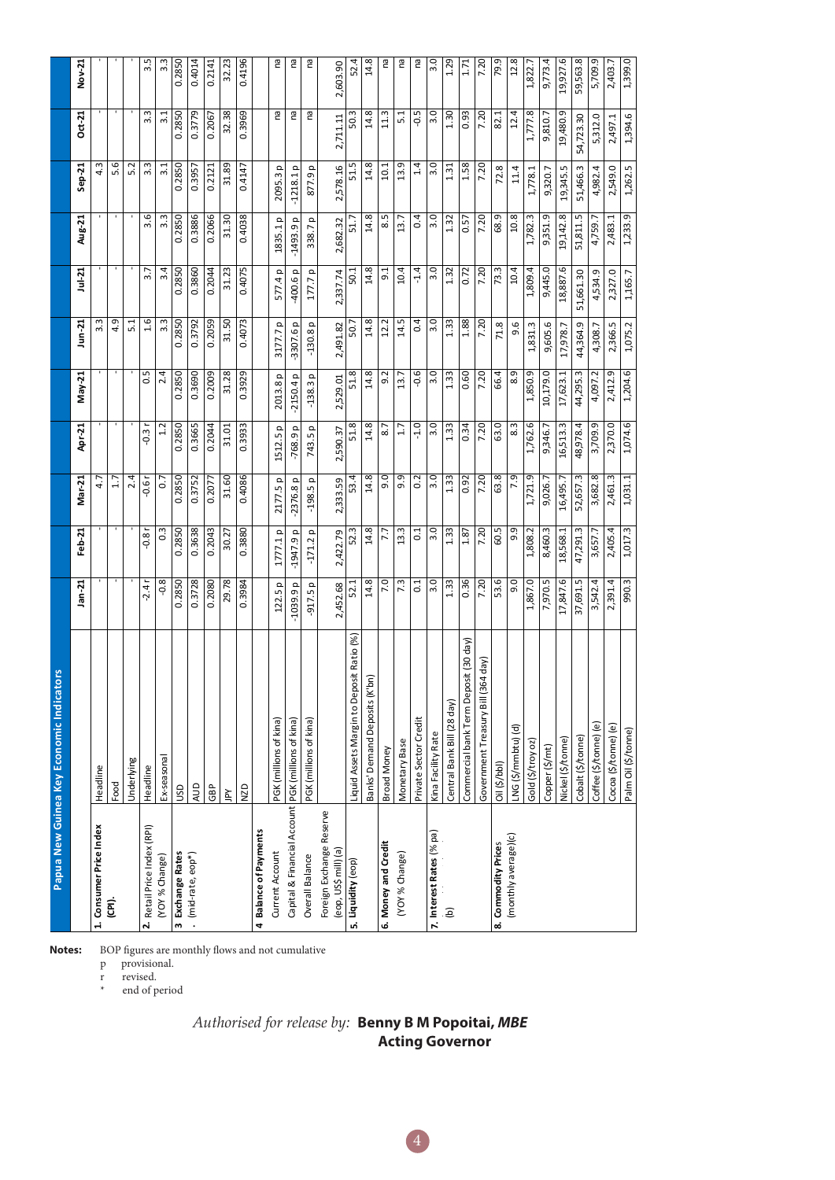## Papua New Guinea Key Economic Indicators

| | | Jan-21 | Feb-21 | Mar-21 | Apr-21 | May-21 | Jun-21 | Jul-21 | Aug-21 | Sep-21 | Oct-21 | Nov-21 |
|---|---|---|---|---|---|---|---|---|---|---|---|---|
| **1. Consumer Price Index (CPI).** | Headline | - | - | 4.7 | - | - | 3.3 | - | - | 4.3 | - | - |
| | Food | - | - | 1.7 | - | - | 4.9 | - | - | 5.6 | - | - |
| | Underlying | - | - | 2.4 | - | - | 5.1 | - | - | 5.2 | - | - |
| **2. Retail Price Index (RPI)** | Headline | -2.4 r | -0.8 r | -0.6 r | -0.3 r | 0.5 | 1.6 | 3.7 | 3.6 | 3.3 | 3.3 | 3.5 |
| (YOY % Change) | Ex-seasonal | -0.8 | 0.3 | 0.7 | 1.2 | 2.4 | 3.3 | 3.4 | 3.3 | 3.1 | 3.1 | 3.3 |
| **3 Exchange Rates** | USD | 0.2850 | 0.2850 | 0.2850 | 0.2850 | 0.2850 | 0.2850 | 0.2850 | 0.2850 | 0.2850 | 0.2850 | 0.2850 |
| . (mid-rate, eop*) | AUD | 0.3728 | 0.3638 | 0.3752 | 0.3665 | 0.3690 | 0.3792 | 0.3860 | 0.3886 | 0.3957 | 0.3779 | 0.4014 |
| | GBP | 0.2080 | 0.2043 | 0.2077 | 0.2044 | 0.2009 | 0.2059 | 0.2044 | 0.2066 | 0.2121 | 0.2067 | 0.2141 |
| | JPY | 29.78 | 30.27 | 31.60 | 31.01 | 31.28 | 31.50 | 31.23 | 31.30 | 31.89 | 32.38 | 32.23 |
| | NZD | 0.3984 | 0.3880 | 0.4086 | 0.3933 | 0.3929 | 0.4073 | 0.4075 | 0.4038 | 0.4147 | 0.3969 | 0.4196 |
| **4 Balance of Payments** | | | | | | | | | | | | |
| Current Account | PGK (millions of kina) | 122.5 p | 1777.1 p | 2177.5 p | 1512.5 p | 2013.8 p | 3177.7 p | 577.4 p | 1835.1 p | 2095.3 p | na | na |
| Capital & Financial Account | PGK (millions of kina) | -1039.9 p | -1947.9 p | -2376.8 p | -768.9 p | -2150.4 p | -3307.6 p | -400.6 p | -1493.9 p | -1218.1 p | na | na |
| Overall Balance | PGK (millions of kina) | -917.5 p | -171.2 p | -198.5 p | 743.5 p | -138.3 p | -130.8 p | 177.7 p | 338.7 p | 877.9 p | na | na |
| Foreign Exchange Reserve (eop, US$ mill) (a) | | 2,452.68 | 2,422.79 | 2,333.59 | 2,590.37 | 2,529.01 | 2,491.82 | 2,337.74 | 2,682.32 | 2,578.16 | 2,711.11 | 2,603.90 |
| **5. Liquidity** (eop) | Liquid Assets Margin to Deposit Ratio (%) | 52.1 | 52.3 | 53.4 | 51.8 | 51.8 | 50.7 | 50.1 | 51.7 | 51.5 | 50.3 | 52.4 |
| | Banks' Demand Deposits (K'bn) | 14.8 | 14.8 | 14.8 | 14.8 | 14.8 | 14.8 | 14.8 | 14.8 | 14.8 | 14.8 | 14.8 |
| **6. Money and Credit** | Broad Money | 7.0 | 7.7 | 9.0 | 8.7 | 9.2 | 12.2 | 9.1 | 8.5 | 10.1 | 11.3 | na |
| (YOY % Change) | Monetary Base | 7.3 | 13.3 | 9.9 | 1.7 | 13.7 | 14.5 | 10.4 | 13.7 | 13.9 | 5.1 | na |
| | Private Sector Credit | 0.1 | 0.1 | 0.2 | -1.0 | -0.6 | 0.4 | -1.4 | 0.4 | 1.4 | -0.5 | na |
| **7. Interest Rates** (% pa) | Kina Facility Rate | 3.0 | 3.0 | 3.0 | 3.0 | 3.0 | 3.0 | 3.0 | 3.0 | 3.0 | 3.0 | 3.0 |
| (b) | Central Bank Bill (28 day) | 1.33 | 1.33 | 1.33 | 1.33 | 1.33 | 1.33 | 1.32 | 1.32 | 1.31 | 1.30 | 1.29 |
| | Commercial bank Term Deposit (30 day) | 0.36 | 1.87 | 0.92 | 0.34 | 0.60 | 1.88 | 0.72 | 0.57 | 1.58 | 0.93 | 1.71 |
| | Government Treasury Bill (364 day) | 7.20 | 7.20 | 7.20 | 7.20 | 7.20 | 7.20 | 7.20 | 7.20 | 7.20 | 7.20 | 7.20 |
| **8. Commodity Prices** | Oil ($/bbl) | 53.6 | 60.5 | 63.8 | 63.0 | 66.4 | 71.8 | 73.3 | 68.9 | 72.8 | 82.1 | 79.9 |
| (monthly average)(c) | LNG ($/mmbtu) (d) | 9.0 | 9.9 | 7.9 | 8.3 | 8.9 | 9.6 | 10.4 | 10.8 | 11.4 | 12.4 | 12.8 |
| | Gold ($/troy oz) | 1,867.0 | 1,808.2 | 1,721.9 | 1,762.6 | 1,850.9 | 1,831.3 | 1,809.4 | 1,782.3 | 1,778.1 | 1,777.8 | 1,822.7 |
| | Copper ($/mt) | 7,970.5 | 8,460.3 | 9,026.7 | 9,346.7 | 10,179.0 | 9,605.6 | 9,445.0 | 9,351.9 | 9,320.7 | 9,810.7 | 9,773.4 |
| | Nickel ($/tonne) | 17,847.6 | 18,568.1 | 16,495.7 | 16,513.3 | 17,623.1 | 17,978.7 | 18,887.6 | 19,142.8 | 19,345.5 | 19,480.9 | 19,927.6 |
| | Cobalt ($/tonne) | 37,691.5 | 47,291.3 | 52,657.3 | 48,978.4 | 44,295.3 | 44,364.9 | 51,661.30 | 51,811.5 | 51,466.3 | 54,723.30 | 59,563.8 |
| | Coffee ($/tonne) (e) | 3,542.4 | 3,657.7 | 3,682.8 | 3,709.9 | 4,097.2 | 4,308.7 | 4,534.9 | 4,759.7 | 4,982.4 | 5,312.0 | 5,709.9 |
| | Cocoa ($/tonne) (e) | 2,391.4 | 2,405.4 | 2,461.3 | 2,370.0 | 2,412.9 | 2,366.5 | 2,327.0 | 2,483.1 | 2,549.0 | 2,497.1 | 2,403.7 |
| | Palm Oil ($/tonne) | 990.3 | 1,017.3 | 1,031.1 | 1,074.6 | 1,204.6 | 1,075.2 | 1,165.7 | 1,233.9 | 1,262.5 | 1,394.6 | 1,399.0 |

**Notes:** BOP figures are monthly flows and not cumulative

p provisional.

r revised.

\* end of period

*Authorised for release by:* **Benny B M Popoitai, *MBE***
**Acting Governor**